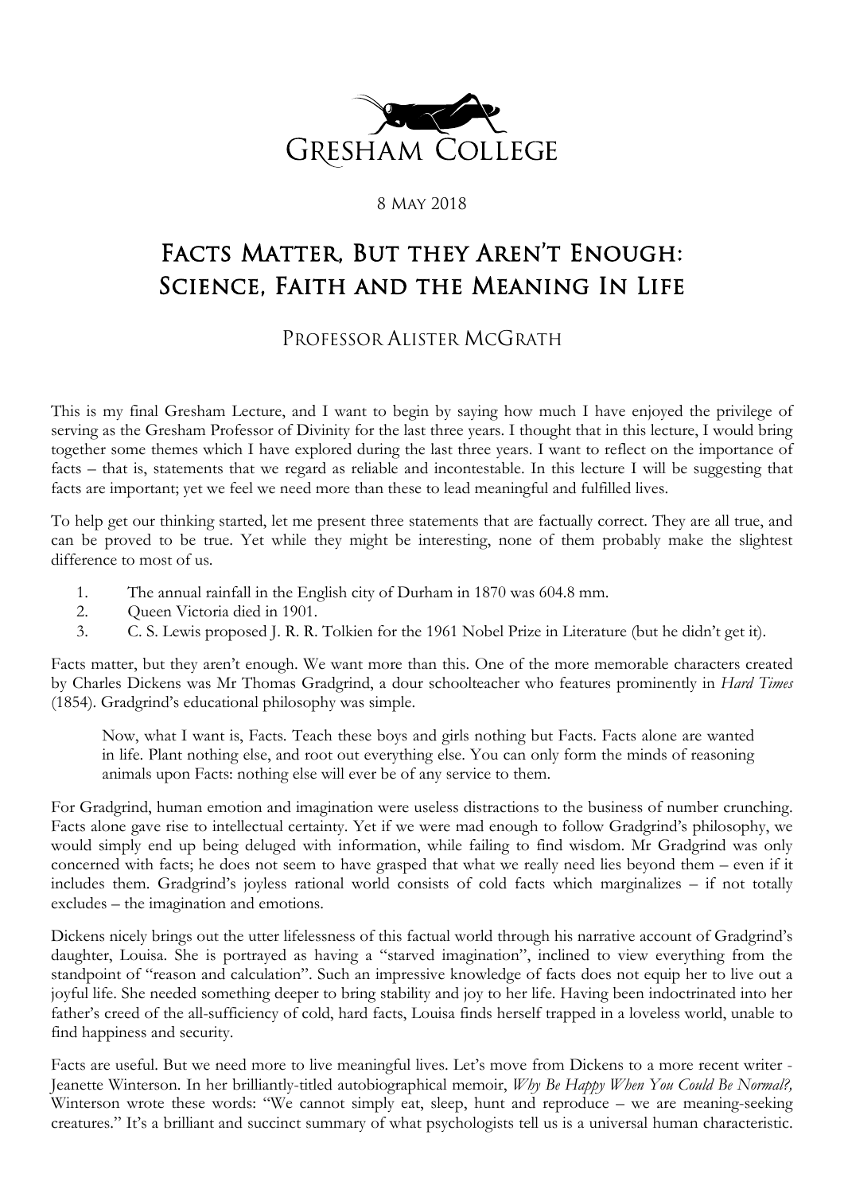Gresham College

8 May 2018

# Facts Matter, But they Aren't Enough: Science, Faith and the Meaning In Life

## Professor Alister McGrath

This is my final Gresham Lecture, and I want to begin by saying how much I have enjoyed the privilege of serving as the Gresham Professor of Divinity for the last three years. I thought that in this lecture, I would bring together some themes which I have explored during the last three years. I want to reflect on the importance of facts – that is, statements that we regard as reliable and incontestable. In this lecture I will be suggesting that facts are important; yet we feel we need more than these to lead meaningful and fulfilled lives.

To help get our thinking started, let me present three statements that are factually correct. They are all true, and can be proved to be true. Yet while they might be interesting, none of them probably make the slightest difference to most of us.

1. The annual rainfall in the English city of Durham in 1870 was 604.8 mm.
2. Queen Victoria died in 1901.
3. C. S. Lewis proposed J. R. R. Tolkien for the 1961 Nobel Prize in Literature (but he didn't get it).

Facts matter, but they aren't enough. We want more than this. One of the more memorable characters created by Charles Dickens was Mr Thomas Gradgrind, a dour schoolteacher who features prominently in *Hard Times* (1854). Gradgrind's educational philosophy was simple.

> Now, what I want is, Facts. Teach these boys and girls nothing but Facts. Facts alone are wanted in life. Plant nothing else, and root out everything else. You can only form the minds of reasoning animals upon Facts: nothing else will ever be of any service to them.

For Gradgrind, human emotion and imagination were useless distractions to the business of number crunching. Facts alone gave rise to intellectual certainty. Yet if we were mad enough to follow Gradgrind's philosophy, we would simply end up being deluged with information, while failing to find wisdom. Mr Gradgrind was only concerned with facts; he does not seem to have grasped that what we really need lies beyond them – even if it includes them. Gradgrind's joyless rational world consists of cold facts which marginalizes – if not totally excludes – the imagination and emotions.

Dickens nicely brings out the utter lifelessness of this factual world through his narrative account of Gradgrind's daughter, Louisa. She is portrayed as having a "starved imagination", inclined to view everything from the standpoint of "reason and calculation". Such an impressive knowledge of facts does not equip her to live out a joyful life. She needed something deeper to bring stability and joy to her life. Having been indoctrinated into her father's creed of the all-sufficiency of cold, hard facts, Louisa finds herself trapped in a loveless world, unable to find happiness and security.

Facts are useful. But we need more to live meaningful lives. Let's move from Dickens to a more recent writer - Jeanette Winterson. In her brilliantly-titled autobiographical memoir, *Why Be Happy When You Could Be Normal?,* Winterson wrote these words: "We cannot simply eat, sleep, hunt and reproduce – we are meaning-seeking creatures." It's a brilliant and succinct summary of what psychologists tell us is a universal human characteristic.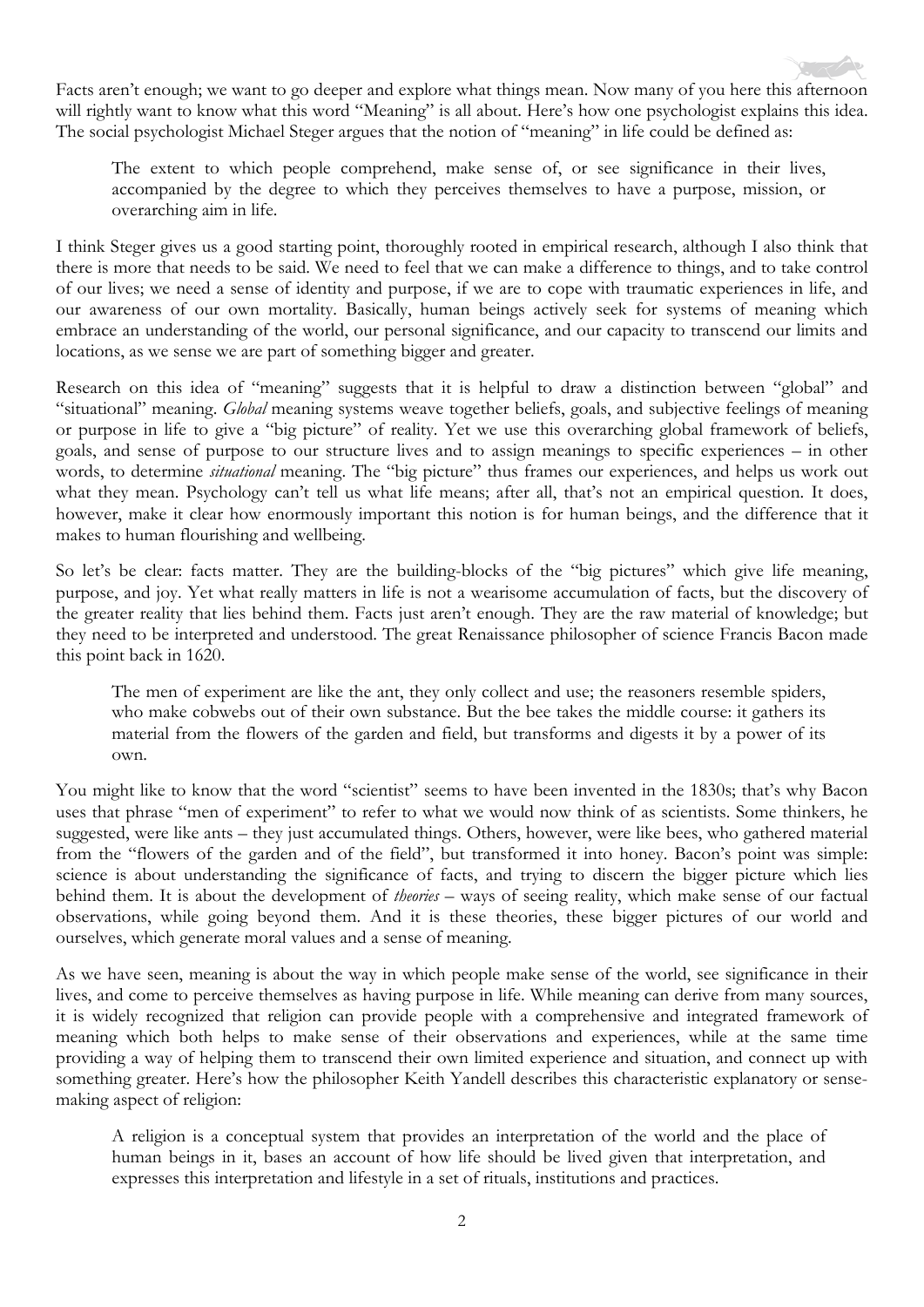Facts aren't enough; we want to go deeper and explore what things mean. Now many of you here this afternoon will rightly want to know what this word "Meaning" is all about. Here's how one psychologist explains this idea. The social psychologist Michael Steger argues that the notion of "meaning" in life could be defined as:

> The extent to which people comprehend, make sense of, or see significance in their lives, accompanied by the degree to which they perceives themselves to have a purpose, mission, or overarching aim in life.

I think Steger gives us a good starting point, thoroughly rooted in empirical research, although I also think that there is more that needs to be said. We need to feel that we can make a difference to things, and to take control of our lives; we need a sense of identity and purpose, if we are to cope with traumatic experiences in life, and our awareness of our own mortality. Basically, human beings actively seek for systems of meaning which embrace an understanding of the world, our personal significance, and our capacity to transcend our limits and locations, as we sense we are part of something bigger and greater.

Research on this idea of "meaning" suggests that it is helpful to draw a distinction between "global" and "situational" meaning. *Global* meaning systems weave together beliefs, goals, and subjective feelings of meaning or purpose in life to give a "big picture" of reality. Yet we use this overarching global framework of beliefs, goals, and sense of purpose to our structure lives and to assign meanings to specific experiences – in other words, to determine *situational* meaning. The "big picture" thus frames our experiences, and helps us work out what they mean. Psychology can't tell us what life means; after all, that's not an empirical question. It does, however, make it clear how enormously important this notion is for human beings, and the difference that it makes to human flourishing and wellbeing.

So let's be clear: facts matter. They are the building-blocks of the "big pictures" which give life meaning, purpose, and joy. Yet what really matters in life is not a wearisome accumulation of facts, but the discovery of the greater reality that lies behind them. Facts just aren't enough. They are the raw material of knowledge; but they need to be interpreted and understood. The great Renaissance philosopher of science Francis Bacon made this point back in 1620.

> The men of experiment are like the ant, they only collect and use; the reasoners resemble spiders, who make cobwebs out of their own substance. But the bee takes the middle course: it gathers its material from the flowers of the garden and field, but transforms and digests it by a power of its own.

You might like to know that the word "scientist" seems to have been invented in the 1830s; that's why Bacon uses that phrase "men of experiment" to refer to what we would now think of as scientists. Some thinkers, he suggested, were like ants – they just accumulated things. Others, however, were like bees, who gathered material from the "flowers of the garden and of the field", but transformed it into honey. Bacon's point was simple: science is about understanding the significance of facts, and trying to discern the bigger picture which lies behind them. It is about the development of *theories* – ways of seeing reality, which make sense of our factual observations, while going beyond them. And it is these theories, these bigger pictures of our world and ourselves, which generate moral values and a sense of meaning.

As we have seen, meaning is about the way in which people make sense of the world, see significance in their lives, and come to perceive themselves as having purpose in life. While meaning can derive from many sources, it is widely recognized that religion can provide people with a comprehensive and integrated framework of meaning which both helps to make sense of their observations and experiences, while at the same time providing a way of helping them to transcend their own limited experience and situation, and connect up with something greater. Here's how the philosopher Keith Yandell describes this characteristic explanatory or sense-making aspect of religion:

> A religion is a conceptual system that provides an interpretation of the world and the place of human beings in it, bases an account of how life should be lived given that interpretation, and expresses this interpretation and lifestyle in a set of rituals, institutions and practices.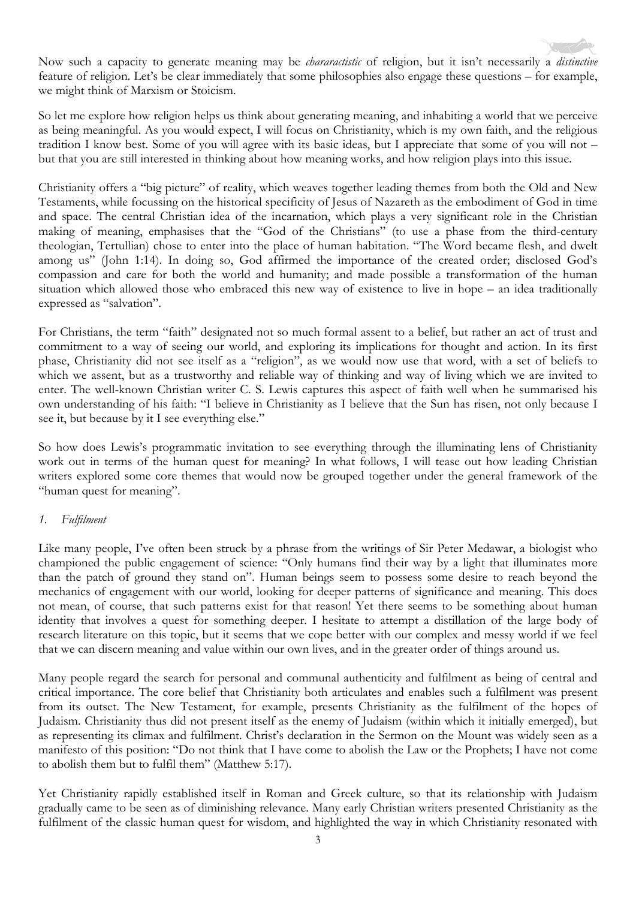Now such a capacity to generate meaning may be *chararactistic* of religion, but it isn't necessarily a *distinctive* feature of religion. Let's be clear immediately that some philosophies also engage these questions – for example, we might think of Marxism or Stoicism.

So let me explore how religion helps us think about generating meaning, and inhabiting a world that we perceive as being meaningful. As you would expect, I will focus on Christianity, which is my own faith, and the religious tradition I know best. Some of you will agree with its basic ideas, but I appreciate that some of you will not – but that you are still interested in thinking about how meaning works, and how religion plays into this issue.

Christianity offers a "big picture" of reality, which weaves together leading themes from both the Old and New Testaments, while focussing on the historical specificity of Jesus of Nazareth as the embodiment of God in time and space. The central Christian idea of the incarnation, which plays a very significant role in the Christian making of meaning, emphasises that the "God of the Christians" (to use a phase from the third-century theologian, Tertullian) chose to enter into the place of human habitation. "The Word became flesh, and dwelt among us" (John 1:14). In doing so, God affirmed the importance of the created order; disclosed God's compassion and care for both the world and humanity; and made possible a transformation of the human situation which allowed those who embraced this new way of existence to live in hope – an idea traditionally expressed as "salvation".

For Christians, the term "faith" designated not so much formal assent to a belief, but rather an act of trust and commitment to a way of seeing our world, and exploring its implications for thought and action. In its first phase, Christianity did not see itself as a "religion", as we would now use that word, with a set of beliefs to which we assent, but as a trustworthy and reliable way of thinking and way of living which we are invited to enter. The well-known Christian writer C. S. Lewis captures this aspect of faith well when he summarised his own understanding of his faith: "I believe in Christianity as I believe that the Sun has risen, not only because I see it, but because by it I see everything else."

So how does Lewis's programmatic invitation to see everything through the illuminating lens of Christianity work out in terms of the human quest for meaning? In what follows, I will tease out how leading Christian writers explored some core themes that would now be grouped together under the general framework of the "human quest for meaning".

### *1. Fulfilment*

Like many people, I've often been struck by a phrase from the writings of Sir Peter Medawar, a biologist who championed the public engagement of science: "Only humans find their way by a light that illuminates more than the patch of ground they stand on". Human beings seem to possess some desire to reach beyond the mechanics of engagement with our world, looking for deeper patterns of significance and meaning. This does not mean, of course, that such patterns exist for that reason! Yet there seems to be something about human identity that involves a quest for something deeper. I hesitate to attempt a distillation of the large body of research literature on this topic, but it seems that we cope better with our complex and messy world if we feel that we can discern meaning and value within our own lives, and in the greater order of things around us.

Many people regard the search for personal and communal authenticity and fulfilment as being of central and critical importance. The core belief that Christianity both articulates and enables such a fulfilment was present from its outset. The New Testament, for example, presents Christianity as the fulfilment of the hopes of Judaism. Christianity thus did not present itself as the enemy of Judaism (within which it initially emerged), but as representing its climax and fulfilment. Christ's declaration in the Sermon on the Mount was widely seen as a manifesto of this position: "Do not think that I have come to abolish the Law or the Prophets; I have not come to abolish them but to fulfil them" (Matthew 5:17).

Yet Christianity rapidly established itself in Roman and Greek culture, so that its relationship with Judaism gradually came to be seen as of diminishing relevance. Many early Christian writers presented Christianity as the fulfilment of the classic human quest for wisdom, and highlighted the way in which Christianity resonated with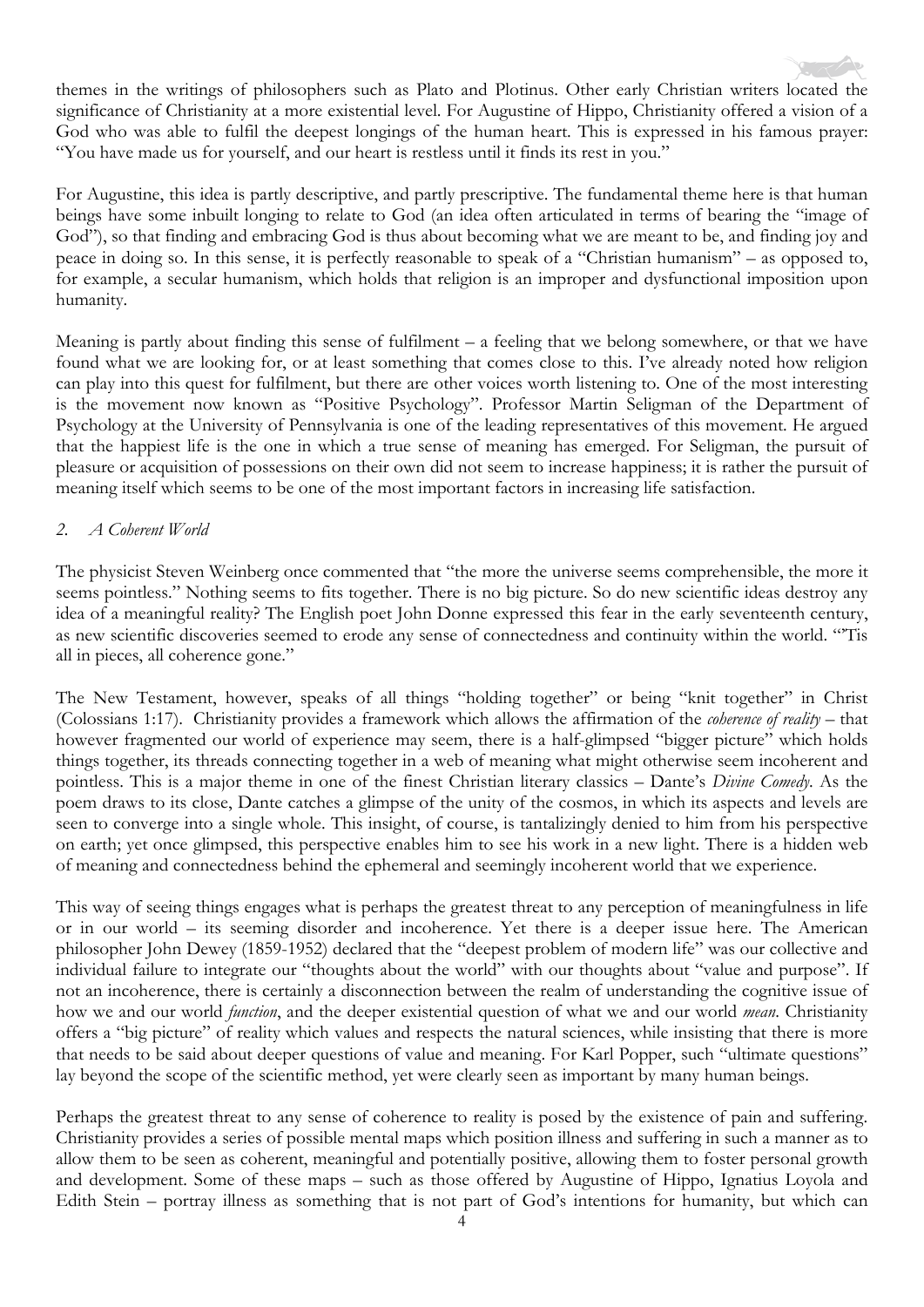themes in the writings of philosophers such as Plato and Plotinus. Other early Christian writers located the significance of Christianity at a more existential level. For Augustine of Hippo, Christianity offered a vision of a God who was able to fulfil the deepest longings of the human heart. This is expressed in his famous prayer: "You have made us for yourself, and our heart is restless until it finds its rest in you."

For Augustine, this idea is partly descriptive, and partly prescriptive. The fundamental theme here is that human beings have some inbuilt longing to relate to God (an idea often articulated in terms of bearing the "image of God"), so that finding and embracing God is thus about becoming what we are meant to be, and finding joy and peace in doing so. In this sense, it is perfectly reasonable to speak of a "Christian humanism" – as opposed to, for example, a secular humanism, which holds that religion is an improper and dysfunctional imposition upon humanity.

Meaning is partly about finding this sense of fulfilment – a feeling that we belong somewhere, or that we have found what we are looking for, or at least something that comes close to this. I've already noted how religion can play into this quest for fulfilment, but there are other voices worth listening to. One of the most interesting is the movement now known as "Positive Psychology". Professor Martin Seligman of the Department of Psychology at the University of Pennsylvania is one of the leading representatives of this movement. He argued that the happiest life is the one in which a true sense of meaning has emerged. For Seligman, the pursuit of pleasure or acquisition of possessions on their own did not seem to increase happiness; it is rather the pursuit of meaning itself which seems to be one of the most important factors in increasing life satisfaction.

## *2. A Coherent World*

The physicist Steven Weinberg once commented that "the more the universe seems comprehensible, the more it seems pointless." Nothing seems to fits together. There is no big picture. So do new scientific ideas destroy any idea of a meaningful reality? The English poet John Donne expressed this fear in the early seventeenth century, as new scientific discoveries seemed to erode any sense of connectedness and continuity within the world. "'Tis all in pieces, all coherence gone."

The New Testament, however, speaks of all things "holding together" or being "knit together" in Christ (Colossians 1:17). Christianity provides a framework which allows the affirmation of the *coherence of reality* – that however fragmented our world of experience may seem, there is a half-glimpsed "bigger picture" which holds things together, its threads connecting together in a web of meaning what might otherwise seem incoherent and pointless. This is a major theme in one of the finest Christian literary classics – Dante's *Divine Comedy*. As the poem draws to its close, Dante catches a glimpse of the unity of the cosmos, in which its aspects and levels are seen to converge into a single whole. This insight, of course, is tantalizingly denied to him from his perspective on earth; yet once glimpsed, this perspective enables him to see his work in a new light. There is a hidden web of meaning and connectedness behind the ephemeral and seemingly incoherent world that we experience.

This way of seeing things engages what is perhaps the greatest threat to any perception of meaningfulness in life or in our world – its seeming disorder and incoherence. Yet there is a deeper issue here. The American philosopher John Dewey (1859-1952) declared that the "deepest problem of modern life" was our collective and individual failure to integrate our "thoughts about the world" with our thoughts about "value and purpose". If not an incoherence, there is certainly a disconnection between the realm of understanding the cognitive issue of how we and our world *function*, and the deeper existential question of what we and our world *mean*. Christianity offers a "big picture" of reality which values and respects the natural sciences, while insisting that there is more that needs to be said about deeper questions of value and meaning. For Karl Popper, such "ultimate questions" lay beyond the scope of the scientific method, yet were clearly seen as important by many human beings.

Perhaps the greatest threat to any sense of coherence to reality is posed by the existence of pain and suffering. Christianity provides a series of possible mental maps which position illness and suffering in such a manner as to allow them to be seen as coherent, meaningful and potentially positive, allowing them to foster personal growth and development. Some of these maps – such as those offered by Augustine of Hippo, Ignatius Loyola and Edith Stein – portray illness as something that is not part of God's intentions for humanity, but which can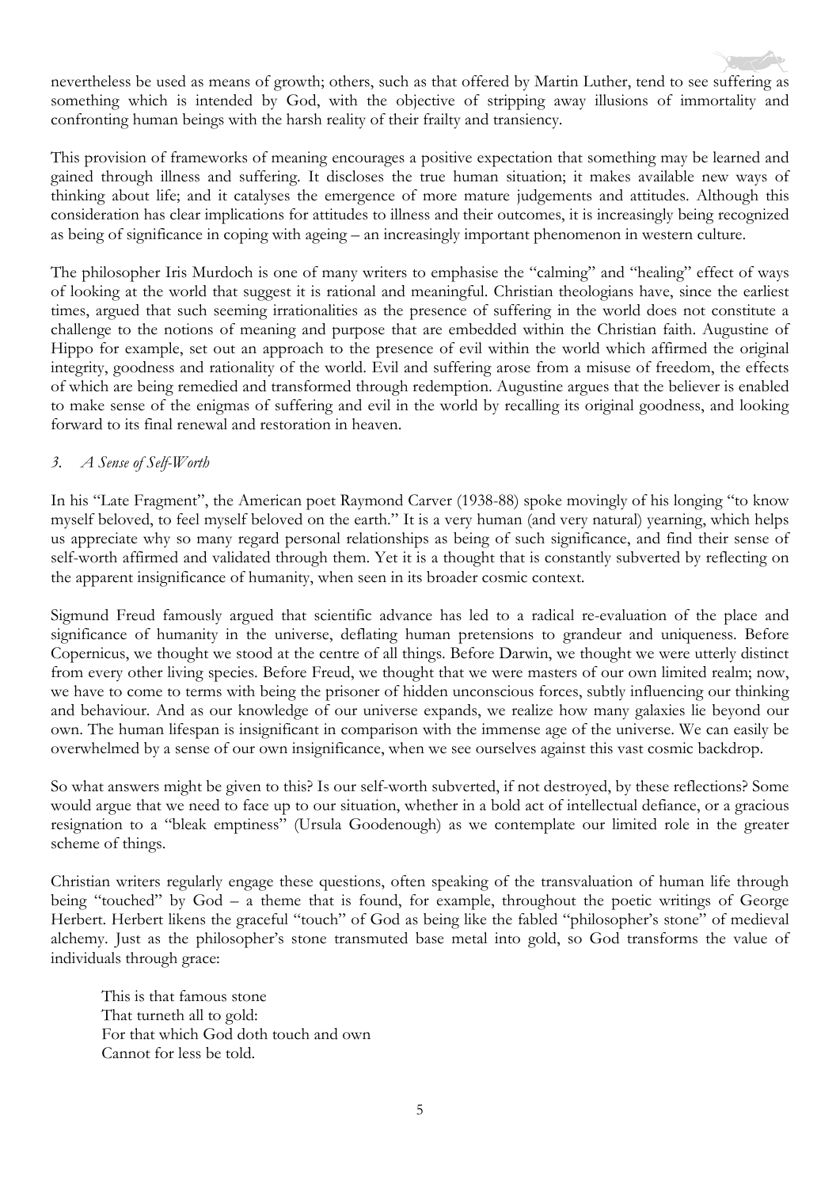nevertheless be used as means of growth; others, such as that offered by Martin Luther, tend to see suffering as something which is intended by God, with the objective of stripping away illusions of immortality and confronting human beings with the harsh reality of their frailty and transiency.

This provision of frameworks of meaning encourages a positive expectation that something may be learned and gained through illness and suffering. It discloses the true human situation; it makes available new ways of thinking about life; and it catalyses the emergence of more mature judgements and attitudes. Although this consideration has clear implications for attitudes to illness and their outcomes, it is increasingly being recognized as being of significance in coping with ageing – an increasingly important phenomenon in western culture.

The philosopher Iris Murdoch is one of many writers to emphasise the "calming" and "healing" effect of ways of looking at the world that suggest it is rational and meaningful. Christian theologians have, since the earliest times, argued that such seeming irrationalities as the presence of suffering in the world does not constitute a challenge to the notions of meaning and purpose that are embedded within the Christian faith. Augustine of Hippo for example, set out an approach to the presence of evil within the world which affirmed the original integrity, goodness and rationality of the world. Evil and suffering arose from a misuse of freedom, the effects of which are being remedied and transformed through redemption. Augustine argues that the believer is enabled to make sense of the enigmas of suffering and evil in the world by recalling its original goodness, and looking forward to its final renewal and restoration in heaven.

### 3. *A Sense of Self-Worth*

In his "Late Fragment", the American poet Raymond Carver (1938-88) spoke movingly of his longing "to know myself beloved, to feel myself beloved on the earth." It is a very human (and very natural) yearning, which helps us appreciate why so many regard personal relationships as being of such significance, and find their sense of self-worth affirmed and validated through them. Yet it is a thought that is constantly subverted by reflecting on the apparent insignificance of humanity, when seen in its broader cosmic context.

Sigmund Freud famously argued that scientific advance has led to a radical re-evaluation of the place and significance of humanity in the universe, deflating human pretensions to grandeur and uniqueness. Before Copernicus, we thought we stood at the centre of all things. Before Darwin, we thought we were utterly distinct from every other living species. Before Freud, we thought that we were masters of our own limited realm; now, we have to come to terms with being the prisoner of hidden unconscious forces, subtly influencing our thinking and behaviour. And as our knowledge of our universe expands, we realize how many galaxies lie beyond our own. The human lifespan is insignificant in comparison with the immense age of the universe. We can easily be overwhelmed by a sense of our own insignificance, when we see ourselves against this vast cosmic backdrop.

So what answers might be given to this? Is our self-worth subverted, if not destroyed, by these reflections? Some would argue that we need to face up to our situation, whether in a bold act of intellectual defiance, or a gracious resignation to a "bleak emptiness" (Ursula Goodenough) as we contemplate our limited role in the greater scheme of things.

Christian writers regularly engage these questions, often speaking of the transvaluation of human life through being "touched" by God – a theme that is found, for example, throughout the poetic writings of George Herbert. Herbert likens the graceful "touch" of God as being like the fabled "philosopher's stone" of medieval alchemy. Just as the philosopher's stone transmuted base metal into gold, so God transforms the value of individuals through grace:

> This is that famous stone
> That turneth all to gold:
> For that which God doth touch and own
> Cannot for less be told.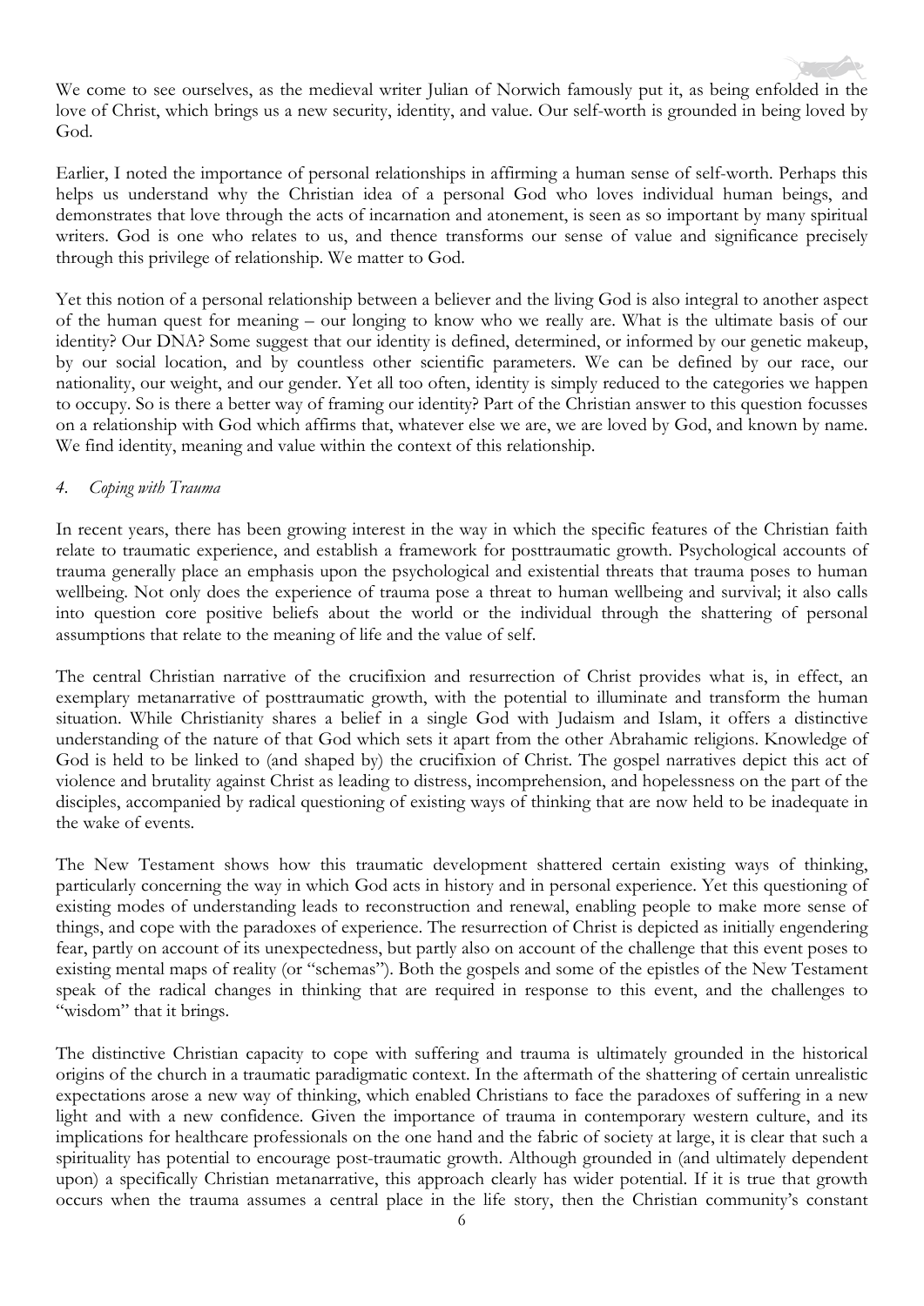We come to see ourselves, as the medieval writer Julian of Norwich famously put it, as being enfolded in the love of Christ, which brings us a new security, identity, and value. Our self-worth is grounded in being loved by God.

Earlier, I noted the importance of personal relationships in affirming a human sense of self-worth. Perhaps this helps us understand why the Christian idea of a personal God who loves individual human beings, and demonstrates that love through the acts of incarnation and atonement, is seen as so important by many spiritual writers. God is one who relates to us, and thence transforms our sense of value and significance precisely through this privilege of relationship. We matter to God.

Yet this notion of a personal relationship between a believer and the living God is also integral to another aspect of the human quest for meaning – our longing to know who we really are. What is the ultimate basis of our identity? Our DNA? Some suggest that our identity is defined, determined, or informed by our genetic makeup, by our social location, and by countless other scientific parameters. We can be defined by our race, our nationality, our weight, and our gender. Yet all too often, identity is simply reduced to the categories we happen to occupy. So is there a better way of framing our identity? Part of the Christian answer to this question focusses on a relationship with God which affirms that, whatever else we are, we are loved by God, and known by name. We find identity, meaning and value within the context of this relationship.

### *4. Coping with Trauma*

In recent years, there has been growing interest in the way in which the specific features of the Christian faith relate to traumatic experience, and establish a framework for posttraumatic growth. Psychological accounts of trauma generally place an emphasis upon the psychological and existential threats that trauma poses to human wellbeing. Not only does the experience of trauma pose a threat to human wellbeing and survival; it also calls into question core positive beliefs about the world or the individual through the shattering of personal assumptions that relate to the meaning of life and the value of self.

The central Christian narrative of the crucifixion and resurrection of Christ provides what is, in effect, an exemplary metanarrative of posttraumatic growth, with the potential to illuminate and transform the human situation. While Christianity shares a belief in a single God with Judaism and Islam, it offers a distinctive understanding of the nature of that God which sets it apart from the other Abrahamic religions. Knowledge of God is held to be linked to (and shaped by) the crucifixion of Christ. The gospel narratives depict this act of violence and brutality against Christ as leading to distress, incomprehension, and hopelessness on the part of the disciples, accompanied by radical questioning of existing ways of thinking that are now held to be inadequate in the wake of events.

The New Testament shows how this traumatic development shattered certain existing ways of thinking, particularly concerning the way in which God acts in history and in personal experience. Yet this questioning of existing modes of understanding leads to reconstruction and renewal, enabling people to make more sense of things, and cope with the paradoxes of experience. The resurrection of Christ is depicted as initially engendering fear, partly on account of its unexpectedness, but partly also on account of the challenge that this event poses to existing mental maps of reality (or "schemas"). Both the gospels and some of the epistles of the New Testament speak of the radical changes in thinking that are required in response to this event, and the challenges to "wisdom" that it brings.

The distinctive Christian capacity to cope with suffering and trauma is ultimately grounded in the historical origins of the church in a traumatic paradigmatic context. In the aftermath of the shattering of certain unrealistic expectations arose a new way of thinking, which enabled Christians to face the paradoxes of suffering in a new light and with a new confidence. Given the importance of trauma in contemporary western culture, and its implications for healthcare professionals on the one hand and the fabric of society at large, it is clear that such a spirituality has potential to encourage post-traumatic growth. Although grounded in (and ultimately dependent upon) a specifically Christian metanarrative, this approach clearly has wider potential. If it is true that growth occurs when the trauma assumes a central place in the life story, then the Christian community's constant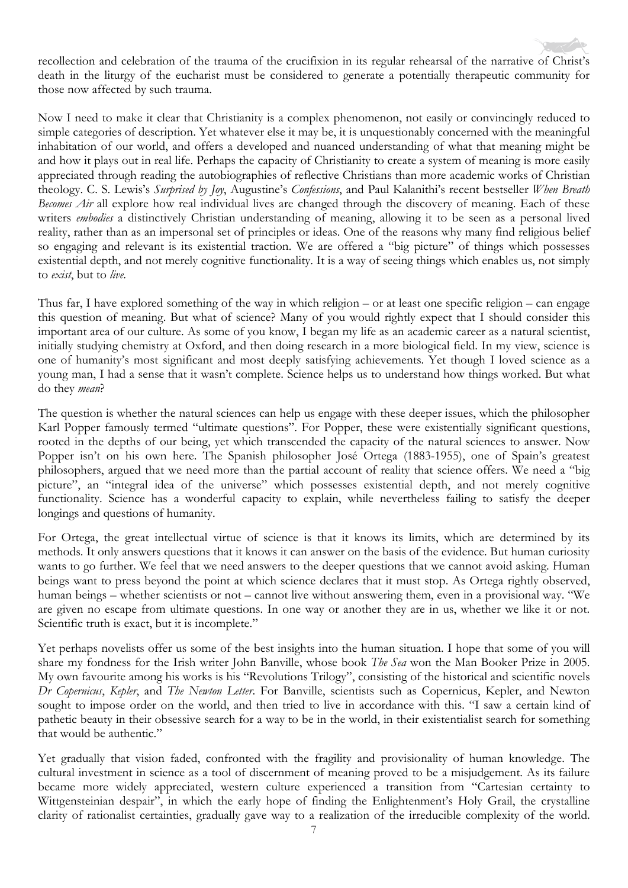recollection and celebration of the trauma of the crucifixion in its regular rehearsal of the narrative of Christ's death in the liturgy of the eucharist must be considered to generate a potentially therapeutic community for those now affected by such trauma.

Now I need to make it clear that Christianity is a complex phenomenon, not easily or convincingly reduced to simple categories of description. Yet whatever else it may be, it is unquestionably concerned with the meaningful inhabitation of our world, and offers a developed and nuanced understanding of what that meaning might be and how it plays out in real life. Perhaps the capacity of Christianity to create a system of meaning is more easily appreciated through reading the autobiographies of reflective Christians than more academic works of Christian theology. C. S. Lewis's *Surprised by Joy*, Augustine's *Confessions*, and Paul Kalanithi's recent bestseller *When Breath Becomes Air* all explore how real individual lives are changed through the discovery of meaning. Each of these writers *embodies* a distinctively Christian understanding of meaning, allowing it to be seen as a personal lived reality, rather than as an impersonal set of principles or ideas. One of the reasons why many find religious belief so engaging and relevant is its existential traction. We are offered a "big picture" of things which possesses existential depth, and not merely cognitive functionality. It is a way of seeing things which enables us, not simply to *exist*, but to *live*.

Thus far, I have explored something of the way in which religion – or at least one specific religion – can engage this question of meaning. But what of science? Many of you would rightly expect that I should consider this important area of our culture. As some of you know, I began my life as an academic career as a natural scientist, initially studying chemistry at Oxford, and then doing research in a more biological field. In my view, science is one of humanity's most significant and most deeply satisfying achievements. Yet though I loved science as a young man, I had a sense that it wasn't complete. Science helps us to understand how things worked. But what do they *mean*?

The question is whether the natural sciences can help us engage with these deeper issues, which the philosopher Karl Popper famously termed "ultimate questions". For Popper, these were existentially significant questions, rooted in the depths of our being, yet which transcended the capacity of the natural sciences to answer. Now Popper isn't on his own here. The Spanish philosopher José Ortega (1883-1955), one of Spain's greatest philosophers, argued that we need more than the partial account of reality that science offers. We need a "big picture", an "integral idea of the universe" which possesses existential depth, and not merely cognitive functionality. Science has a wonderful capacity to explain, while nevertheless failing to satisfy the deeper longings and questions of humanity.

For Ortega, the great intellectual virtue of science is that it knows its limits, which are determined by its methods. It only answers questions that it knows it can answer on the basis of the evidence. But human curiosity wants to go further. We feel that we need answers to the deeper questions that we cannot avoid asking. Human beings want to press beyond the point at which science declares that it must stop. As Ortega rightly observed, human beings – whether scientists or not – cannot live without answering them, even in a provisional way. "We are given no escape from ultimate questions. In one way or another they are in us, whether we like it or not. Scientific truth is exact, but it is incomplete."

Yet perhaps novelists offer us some of the best insights into the human situation. I hope that some of you will share my fondness for the Irish writer John Banville, whose book *The Sea* won the Man Booker Prize in 2005. My own favourite among his works is his "Revolutions Trilogy", consisting of the historical and scientific novels *Dr Copernicus*, *Kepler*, and *The Newton Letter*. For Banville, scientists such as Copernicus, Kepler, and Newton sought to impose order on the world, and then tried to live in accordance with this. "I saw a certain kind of pathetic beauty in their obsessive search for a way to be in the world, in their existentialist search for something that would be authentic."

Yet gradually that vision faded, confronted with the fragility and provisionality of human knowledge. The cultural investment in science as a tool of discernment of meaning proved to be a misjudgement. As its failure became more widely appreciated, western culture experienced a transition from "Cartesian certainty to Wittgensteinian despair", in which the early hope of finding the Enlightenment's Holy Grail, the crystalline clarity of rationalist certainties, gradually gave way to a realization of the irreducible complexity of the world.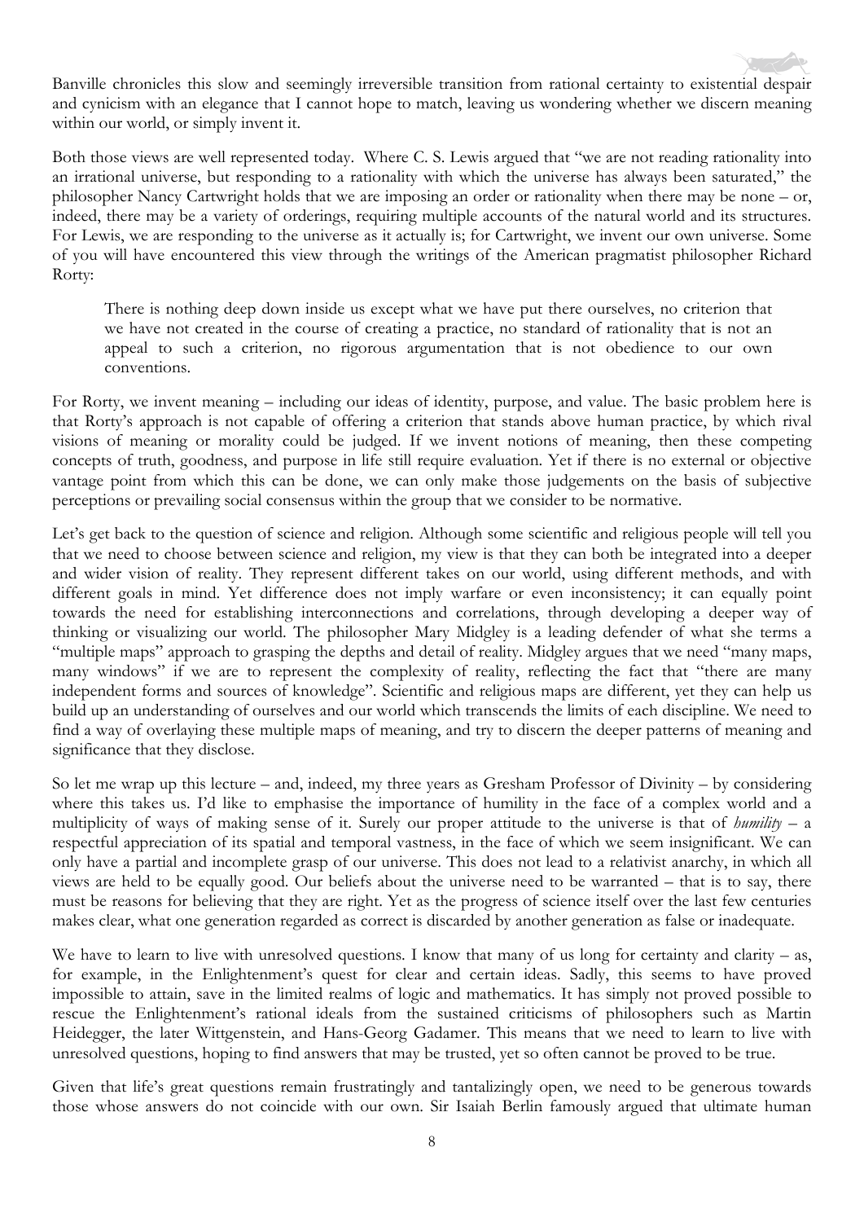Banville chronicles this slow and seemingly irreversible transition from rational certainty to existential despair and cynicism with an elegance that I cannot hope to match, leaving us wondering whether we discern meaning within our world, or simply invent it.

Both those views are well represented today. Where C. S. Lewis argued that "we are not reading rationality into an irrational universe, but responding to a rationality with which the universe has always been saturated," the philosopher Nancy Cartwright holds that we are imposing an order or rationality when there may be none – or, indeed, there may be a variety of orderings, requiring multiple accounts of the natural world and its structures. For Lewis, we are responding to the universe as it actually is; for Cartwright, we invent our own universe. Some of you will have encountered this view through the writings of the American pragmatist philosopher Richard Rorty:

> There is nothing deep down inside us except what we have put there ourselves, no criterion that we have not created in the course of creating a practice, no standard of rationality that is not an appeal to such a criterion, no rigorous argumentation that is not obedience to our own conventions.

For Rorty, we invent meaning – including our ideas of identity, purpose, and value. The basic problem here is that Rorty's approach is not capable of offering a criterion that stands above human practice, by which rival visions of meaning or morality could be judged. If we invent notions of meaning, then these competing concepts of truth, goodness, and purpose in life still require evaluation. Yet if there is no external or objective vantage point from which this can be done, we can only make those judgements on the basis of subjective perceptions or prevailing social consensus within the group that we consider to be normative.

Let's get back to the question of science and religion. Although some scientific and religious people will tell you that we need to choose between science and religion, my view is that they can both be integrated into a deeper and wider vision of reality. They represent different takes on our world, using different methods, and with different goals in mind. Yet difference does not imply warfare or even inconsistency; it can equally point towards the need for establishing interconnections and correlations, through developing a deeper way of thinking or visualizing our world. The philosopher Mary Midgley is a leading defender of what she terms a "multiple maps" approach to grasping the depths and detail of reality. Midgley argues that we need "many maps, many windows" if we are to represent the complexity of reality, reflecting the fact that "there are many independent forms and sources of knowledge". Scientific and religious maps are different, yet they can help us build up an understanding of ourselves and our world which transcends the limits of each discipline. We need to find a way of overlaying these multiple maps of meaning, and try to discern the deeper patterns of meaning and significance that they disclose.

So let me wrap up this lecture – and, indeed, my three years as Gresham Professor of Divinity – by considering where this takes us. I'd like to emphasise the importance of humility in the face of a complex world and a multiplicity of ways of making sense of it. Surely our proper attitude to the universe is that of *humility* – a respectful appreciation of its spatial and temporal vastness, in the face of which we seem insignificant. We can only have a partial and incomplete grasp of our universe. This does not lead to a relativist anarchy, in which all views are held to be equally good. Our beliefs about the universe need to be warranted – that is to say, there must be reasons for believing that they are right. Yet as the progress of science itself over the last few centuries makes clear, what one generation regarded as correct is discarded by another generation as false or inadequate.

We have to learn to live with unresolved questions. I know that many of us long for certainty and clarity – as, for example, in the Enlightenment's quest for clear and certain ideas. Sadly, this seems to have proved impossible to attain, save in the limited realms of logic and mathematics. It has simply not proved possible to rescue the Enlightenment's rational ideals from the sustained criticisms of philosophers such as Martin Heidegger, the later Wittgenstein, and Hans-Georg Gadamer. This means that we need to learn to live with unresolved questions, hoping to find answers that may be trusted, yet so often cannot be proved to be true.

Given that life's great questions remain frustratingly and tantalizingly open, we need to be generous towards those whose answers do not coincide with our own. Sir Isaiah Berlin famously argued that ultimate human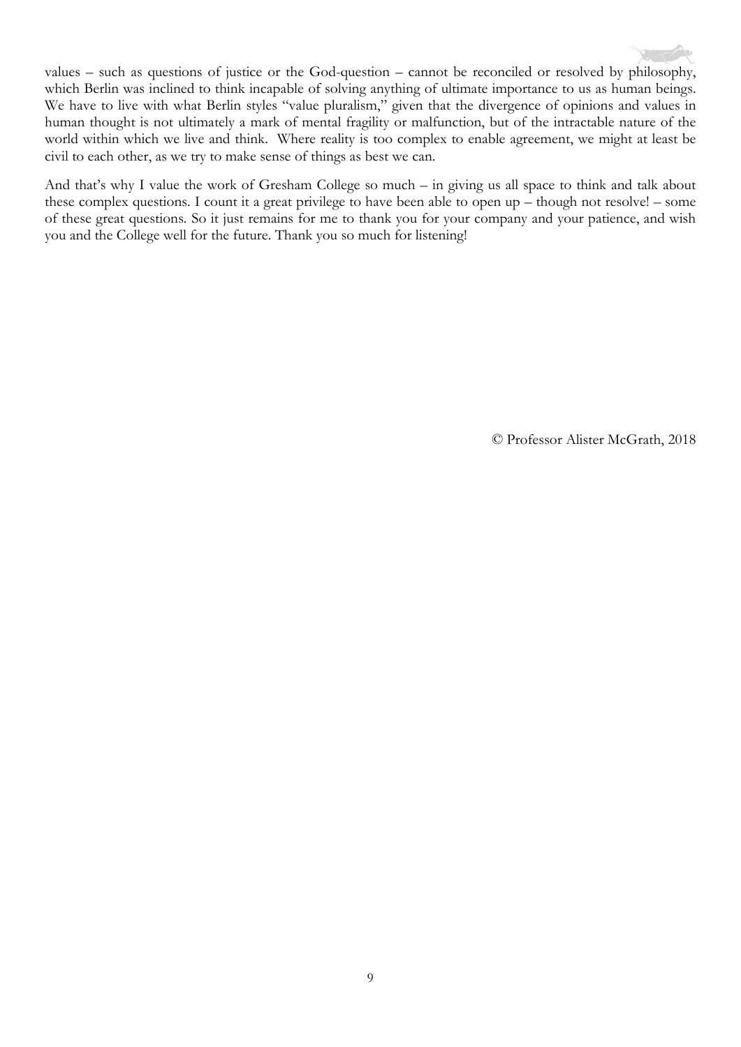values – such as questions of justice or the God-question – cannot be reconciled or resolved by philosophy, which Berlin was inclined to think incapable of solving anything of ultimate importance to us as human beings. We have to live with what Berlin styles "value pluralism," given that the divergence of opinions and values in human thought is not ultimately a mark of mental fragility or malfunction, but of the intractable nature of the world within which we live and think. Where reality is too complex to enable agreement, we might at least be civil to each other, as we try to make sense of things as best we can.

And that's why I value the work of Gresham College so much – in giving us all space to think and talk about these complex questions. I count it a great privilege to have been able to open up – though not resolve! – some of these great questions. So it just remains for me to thank you for your company and your patience, and wish you and the College well for the future. Thank you so much for listening!

© Professor Alister McGrath, 2018